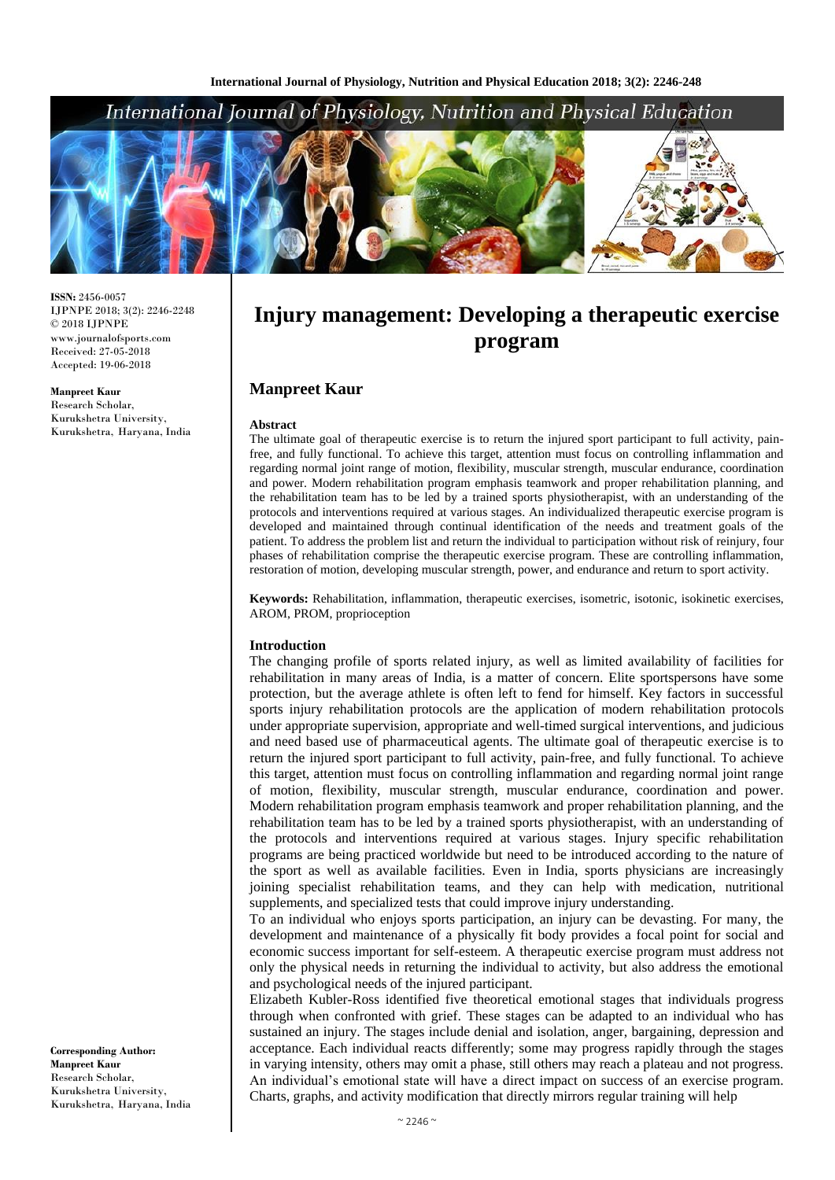**ISSN:** 2456-0057
IJPNPE 2018; 3(2): 2246-2248
© 2018 IJPNPE
www.journalofsports.com
Received: 27-05-2018
Accepted: 19-06-2018

**Manpreet Kaur**
Research Scholar,
Kurukshetra University,
Kurukshetra, Haryana, India

**Corresponding Author:**
**Manpreet Kaur**
Research Scholar,
Kurukshetra University,
Kurukshetra, Haryana, India

# Injury management: Developing a therapeutic exercise program

## Manpreet Kaur

### Abstract

The ultimate goal of therapeutic exercise is to return the injured sport participant to full activity, pain-free, and fully functional. To achieve this target, attention must focus on controlling inflammation and regarding normal joint range of motion, flexibility, muscular strength, muscular endurance, coordination and power. Modern rehabilitation program emphasis teamwork and proper rehabilitation planning, and the rehabilitation team has to be led by a trained sports physiotherapist, with an understanding of the protocols and interventions required at various stages. An individualized therapeutic exercise program is developed and maintained through continual identification of the needs and treatment goals of the patient. To address the problem list and return the individual to participation without risk of reinjury, four phases of rehabilitation comprise the therapeutic exercise program. These are controlling inflammation, restoration of motion, developing muscular strength, power, and endurance and return to sport activity.

**Keywords:** Rehabilitation, inflammation, therapeutic exercises, isometric, isotonic, isokinetic exercises, AROM, PROM, proprioception

### Introduction

The changing profile of sports related injury, as well as limited availability of facilities for rehabilitation in many areas of India, is a matter of concern. Elite sportspersons have some protection, but the average athlete is often left to fend for himself. Key factors in successful sports injury rehabilitation protocols are the application of modern rehabilitation protocols under appropriate supervision, appropriate and well-timed surgical interventions, and judicious and need based use of pharmaceutical agents. The ultimate goal of therapeutic exercise is to return the injured sport participant to full activity, pain-free, and fully functional. To achieve this target, attention must focus on controlling inflammation and regarding normal joint range of motion, flexibility, muscular strength, muscular endurance, coordination and power. Modern rehabilitation program emphasis teamwork and proper rehabilitation planning, and the rehabilitation team has to be led by a trained sports physiotherapist, with an understanding of the protocols and interventions required at various stages. Injury specific rehabilitation programs are being practiced worldwide but need to be introduced according to the nature of the sport as well as available facilities. Even in India, sports physicians are increasingly joining specialist rehabilitation teams, and they can help with medication, nutritional supplements, and specialized tests that could improve injury understanding.

To an individual who enjoys sports participation, an injury can be devasting. For many, the development and maintenance of a physically fit body provides a focal point for social and economic success important for self-esteem. A therapeutic exercise program must address not only the physical needs in returning the individual to activity, but also address the emotional and psychological needs of the injured participant.

Elizabeth Kubler-Ross identified five theoretical emotional stages that individuals progress through when confronted with grief. These stages can be adapted to an individual who has sustained an injury. The stages include denial and isolation, anger, bargaining, depression and acceptance. Each individual reacts differently; some may progress rapidly through the stages in varying intensity, others may omit a phase, still others may reach a plateau and not progress. An individual's emotional state will have a direct impact on success of an exercise program. Charts, graphs, and activity modification that directly mirrors regular training will help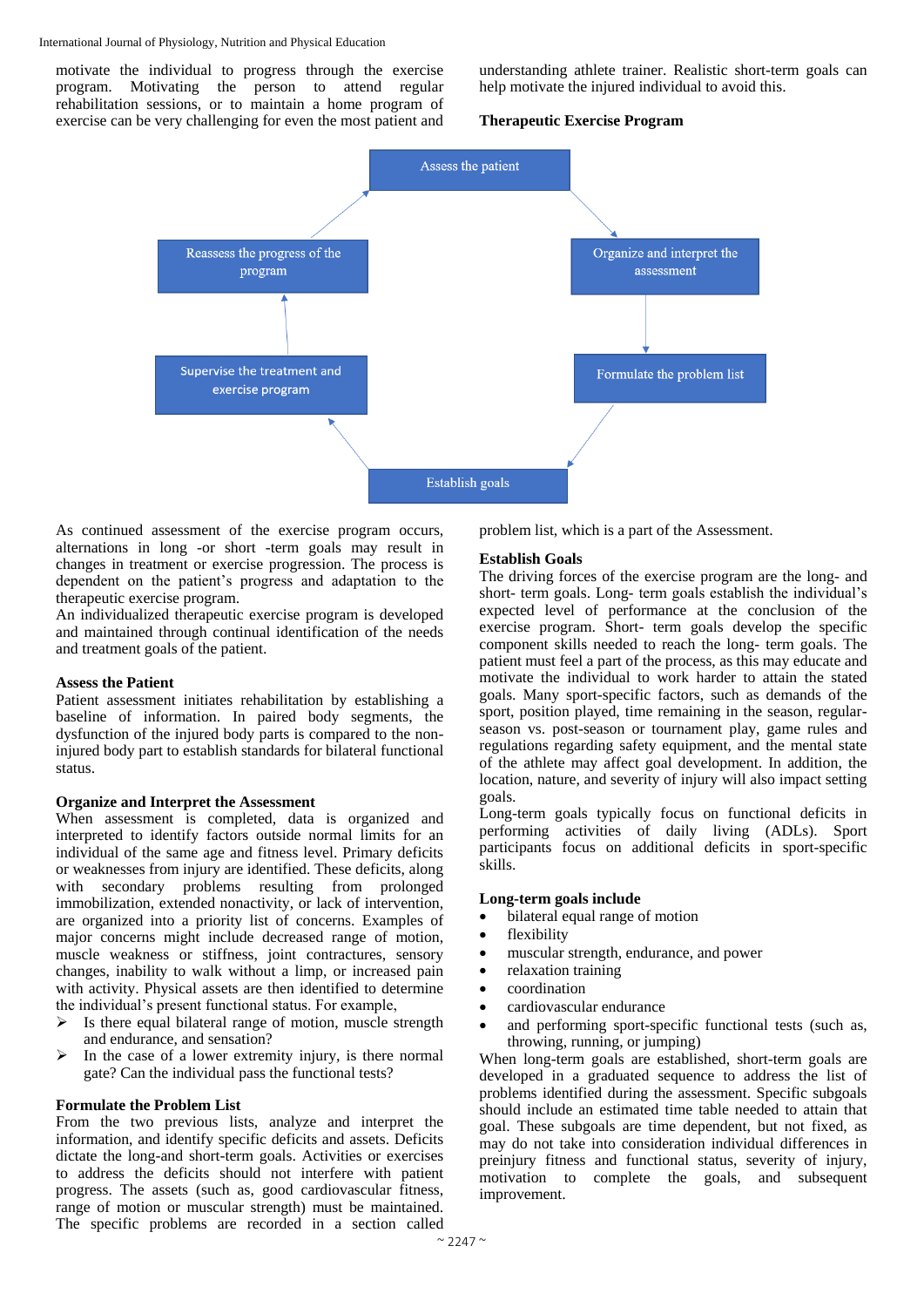motivate the individual to progress through the exercise program. Motivating the person to attend regular rehabilitation sessions, or to maintain a home program of exercise can be very challenging for even the most patient and understanding athlete trainer. Realistic short-term goals can help motivate the injured individual to avoid this.

**Therapeutic Exercise Program**

Assess the patient → Organize and interpret the assessment → Formulate the problem list → Establish goals → Supervise the treatment and exercise program → Reassess the progress of the program → Assess the patient

As continued assessment of the exercise program occurs, alternations in long -or short -term goals may result in changes in treatment or exercise progression. The process is dependent on the patient's progress and adaptation to the therapeutic exercise program.

An individualized therapeutic exercise program is developed and maintained through continual identification of the needs and treatment goals of the patient.

**Assess the Patient**

Patient assessment initiates rehabilitation by establishing a baseline of information. In paired body segments, the dysfunction of the injured body parts is compared to the non-injured body part to establish standards for bilateral functional status.

**Organize and Interpret the Assessment**

When assessment is completed, data is organized and interpreted to identify factors outside normal limits for an individual of the same age and fitness level. Primary deficits or weaknesses from injury are identified. These deficits, along with secondary problems resulting from prolonged immobilization, extended nonactivity, or lack of intervention, are organized into a priority list of concerns. Examples of major concerns might include decreased range of motion, muscle weakness or stiffness, joint contractures, sensory changes, inability to walk without a limp, or increased pain with activity. Physical assets are then identified to determine the individual's present functional status. For example,

- ➢ Is there equal bilateral range of motion, muscle strength and endurance, and sensation?
- ➢ In the case of a lower extremity injury, is there normal gate? Can the individual pass the functional tests?

**Formulate the Problem List**

From the two previous lists, analyze and interpret the information, and identify specific deficits and assets. Deficits dictate the long-and short-term goals. Activities or exercises to address the deficits should not interfere with patient progress. The assets (such as, good cardiovascular fitness, range of motion or muscular strength) must be maintained. The specific problems are recorded in a section called problem list, which is a part of the Assessment.

**Establish Goals**

The driving forces of the exercise program are the long- and short- term goals. Long- term goals establish the individual's expected level of performance at the conclusion of the exercise program. Short- term goals develop the specific component skills needed to reach the long- term goals. The patient must feel a part of the process, as this may educate and motivate the individual to work harder to attain the stated goals. Many sport-specific factors, such as demands of the sport, position played, time remaining in the season, regular-season vs. post-season or tournament play, game rules and regulations regarding safety equipment, and the mental state of the athlete may affect goal development. In addition, the location, nature, and severity of injury will also impact setting goals.

Long-term goals typically focus on functional deficits in performing activities of daily living (ADLs). Sport participants focus on additional deficits in sport-specific skills.

**Long-term goals include**

- bilateral equal range of motion
- flexibility
- muscular strength, endurance, and power
- relaxation training
- coordination
- cardiovascular endurance
- and performing sport-specific functional tests (such as, throwing, running, or jumping)

When long-term goals are established, short-term goals are developed in a graduated sequence to address the list of problems identified during the assessment. Specific subgoals should include an estimated time table needed to attain that goal. These subgoals are time dependent, but not fixed, as may do not take into consideration individual differences in preinjury fitness and functional status, severity of injury, motivation to complete the goals, and subsequent improvement.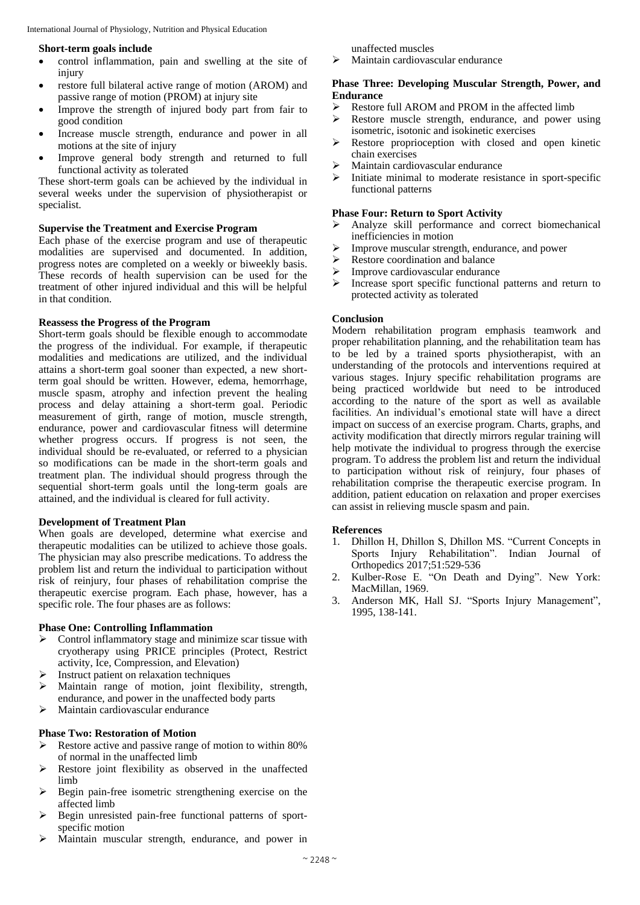**Short-term goals include**

- control inflammation, pain and swelling at the site of injury
- restore full bilateral active range of motion (AROM) and passive range of motion (PROM) at injury site
- Improve the strength of injured body part from fair to good condition
- Increase muscle strength, endurance and power in all motions at the site of injury
- Improve general body strength and returned to full functional activity as tolerated

These short-term goals can be achieved by the individual in several weeks under the supervision of physiotherapist or specialist.

**Supervise the Treatment and Exercise Program**

Each phase of the exercise program and use of therapeutic modalities are supervised and documented. In addition, progress notes are completed on a weekly or biweekly basis. These records of health supervision can be used for the treatment of other injured individual and this will be helpful in that condition.

**Reassess the Progress of the Program**

Short-term goals should be flexible enough to accommodate the progress of the individual. For example, if therapeutic modalities and medications are utilized, and the individual attains a short-term goal sooner than expected, a new short-term goal should be written. However, edema, hemorrhage, muscle spasm, atrophy and infection prevent the healing process and delay attaining a short-term goal. Periodic measurement of girth, range of motion, muscle strength, endurance, power and cardiovascular fitness will determine whether progress occurs. If progress is not seen, the individual should be re-evaluated, or referred to a physician so modifications can be made in the short-term goals and treatment plan. The individual should progress through the sequential short-term goals until the long-term goals are attained, and the individual is cleared for full activity.

**Development of Treatment Plan**

When goals are developed, determine what exercise and therapeutic modalities can be utilized to achieve those goals. The physician may also prescribe medications. To address the problem list and return the individual to participation without risk of reinjury, four phases of rehabilitation comprise the therapeutic exercise program. Each phase, however, has a specific role. The four phases are as follows:

**Phase One: Controlling Inflammation**

- Control inflammatory stage and minimize scar tissue with cryotherapy using PRICE principles (Protect, Restrict activity, Ice, Compression, and Elevation)
- Instruct patient on relaxation techniques
- Maintain range of motion, joint flexibility, strength, endurance, and power in the unaffected body parts
- Maintain cardiovascular endurance

**Phase Two: Restoration of Motion**

- Restore active and passive range of motion to within 80% of normal in the unaffected limb
- Restore joint flexibility as observed in the unaffected limb
- Begin pain-free isometric strengthening exercise on the affected limb
- Begin unresisted pain-free functional patterns of sport-specific motion
- Maintain muscular strength, endurance, and power in unaffected muscles
- Maintain cardiovascular endurance

**Phase Three: Developing Muscular Strength, Power, and Endurance**

- Restore full AROM and PROM in the affected limb
- Restore muscle strength, endurance, and power using isometric, isotonic and isokinetic exercises
- Restore proprioception with closed and open kinetic chain exercises
- Maintain cardiovascular endurance
- Initiate minimal to moderate resistance in sport-specific functional patterns

**Phase Four: Return to Sport Activity**

- Analyze skill performance and correct biomechanical inefficiencies in motion
- Improve muscular strength, endurance, and power
- Restore coordination and balance
- Improve cardiovascular endurance
- Increase sport specific functional patterns and return to protected activity as tolerated

**Conclusion**

Modern rehabilitation program emphasis teamwork and proper rehabilitation planning, and the rehabilitation team has to be led by a trained sports physiotherapist, with an understanding of the protocols and interventions required at various stages. Injury specific rehabilitation programs are being practiced worldwide but need to be introduced according to the nature of the sport as well as available facilities. An individual's emotional state will have a direct impact on success of an exercise program. Charts, graphs, and activity modification that directly mirrors regular training will help motivate the individual to progress through the exercise program. To address the problem list and return the individual to participation without risk of reinjury, four phases of rehabilitation comprise the therapeutic exercise program. In addition, patient education on relaxation and proper exercises can assist in relieving muscle spasm and pain.

**References**

1. Dhillon H, Dhillon S, Dhillon MS. "Current Concepts in Sports Injury Rehabilitation". Indian Journal of Orthopedics 2017;51:529-536
2. Kulber-Rose E. "On Death and Dying". New York: MacMillan, 1969.
3. Anderson MK, Hall SJ. "Sports Injury Management", 1995, 138-141.